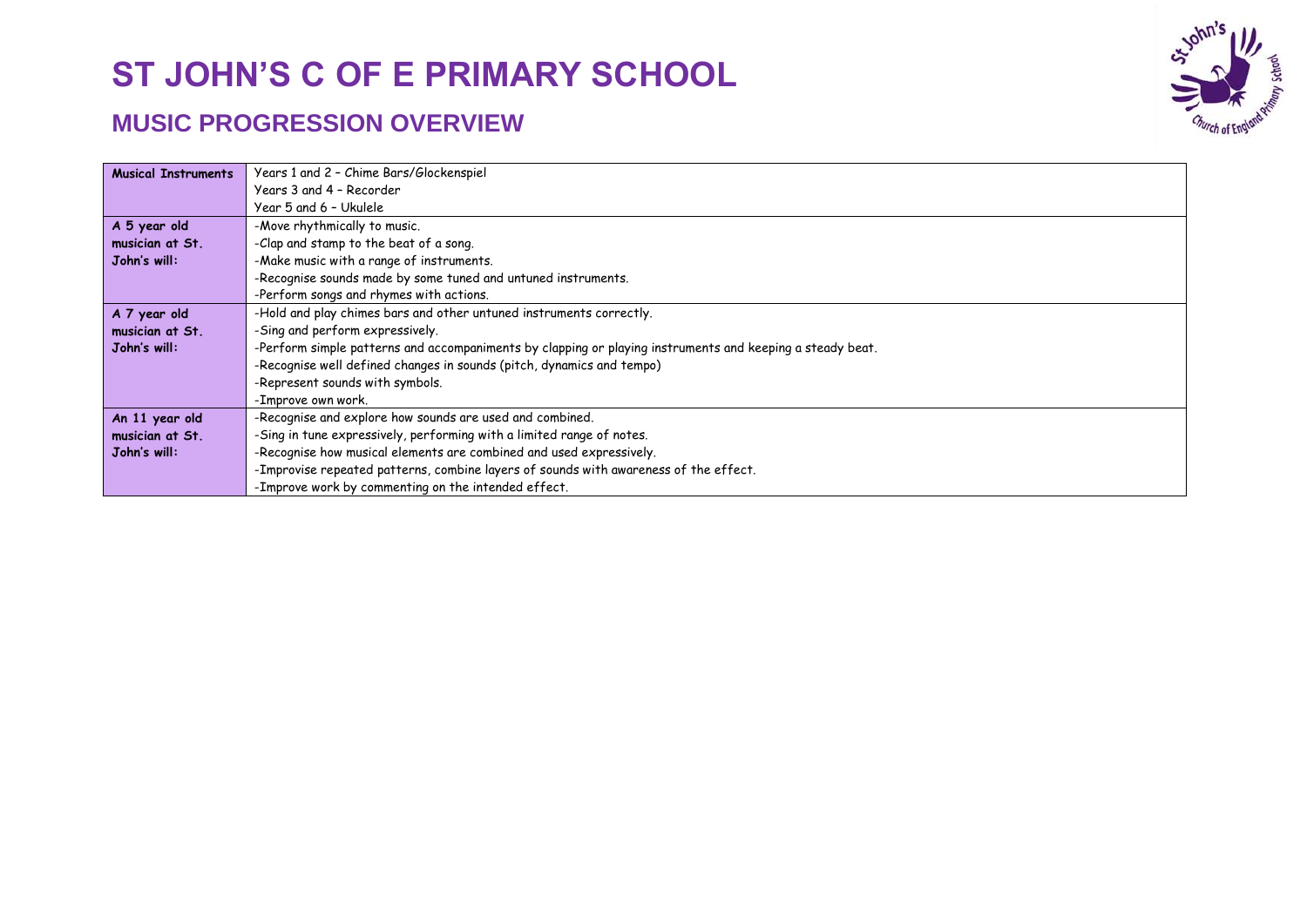# ST JOHN'S C OF E PRIMARY SCHOOL

## MUSIC PROGRESSION OVERVIEW

| | |
|---|---|
| **Musical Instruments** | Years 1 and 2 – Chime Bars/Glockenspiel<br>Years 3 and 4 – Recorder<br>Year 5 and 6 – Ukulele |
| **A 5 year old musician at St. John's will:** | -Move rhythmically to music.<br>-Clap and stamp to the beat of a song.<br>-Make music with a range of instruments.<br>-Recognise sounds made by some tuned and untuned instruments.<br>-Perform songs and rhymes with actions. |
| **A 7 year old musician at St. John's will:** | -Hold and play chimes bars and other untuned instruments correctly.<br>-Sing and perform expressively.<br>-Perform simple patterns and accompaniments by clapping or playing instruments and keeping a steady beat.<br>-Recognise well defined changes in sounds (pitch, dynamics and tempo)<br>-Represent sounds with symbols.<br>-Improve own work. |
| **An 11 year old musician at St. John's will:** | -Recognise and explore how sounds are used and combined.<br>-Sing in tune expressively, performing with a limited range of notes.<br>-Recognise how musical elements are combined and used expressively.<br>-Improvise repeated patterns, combine layers of sounds with awareness of the effect.<br>-Improve work by commenting on the intended effect. |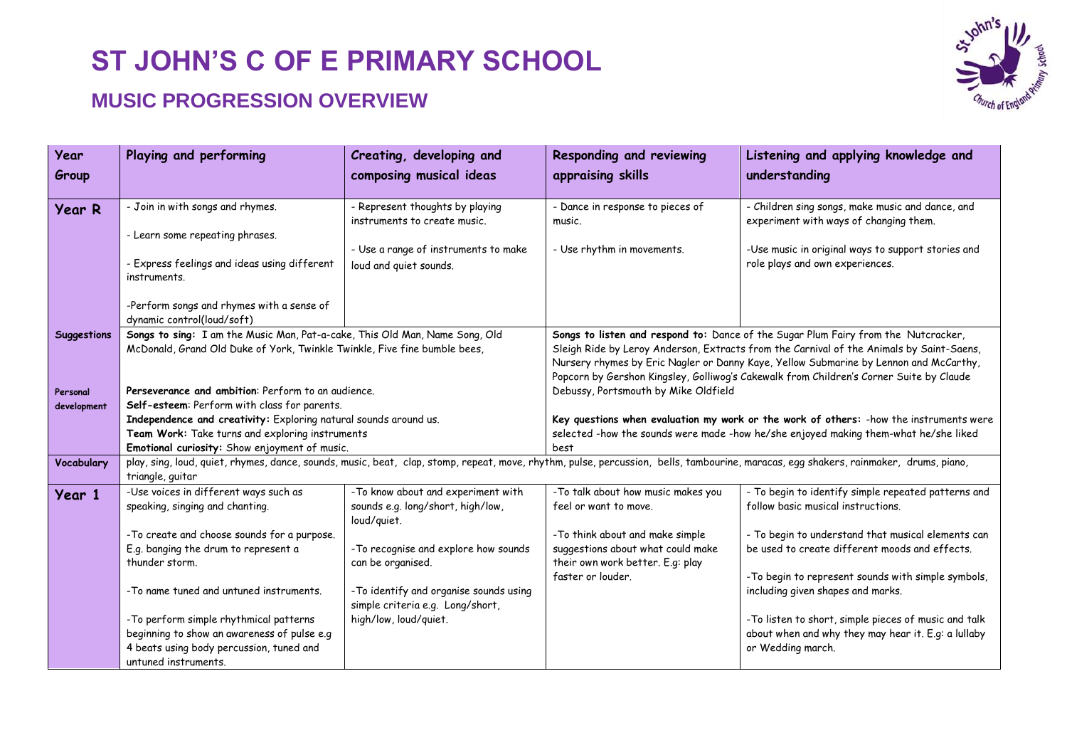# ST JOHN'S C OF E PRIMARY SCHOOL

## MUSIC PROGRESSION OVERVIEW

| Year Group | Playing and performing | Creating, developing and composing musical ideas | Responding and reviewing appraising skills | Listening and applying knowledge and understanding |
|---|---|---|---|---|
| **Year R** | - Join in with songs and rhymes.<br><br>- Learn some repeating phrases.<br><br>- Express feelings and ideas using different instruments.<br><br>-Perform songs and rhymes with a sense of dynamic control(loud/soft) | - Represent thoughts by playing instruments to create music.<br><br>- Use a range of instruments to make loud and quiet sounds. | - Dance in response to pieces of music.<br><br>- Use rhythm in movements. | - Children sing songs, make music and dance, and experiment with ways of changing them.<br><br>-Use music in original ways to support stories and role plays and own experiences. |
| **Suggestions**<br><br>**Personal development** | **Songs to sing:** I am the Music Man, Pat-a-cake, This Old Man, Name Song, Old McDonald, Grand Old Duke of York, Twinkle Twinkle, Five fine bumble bees,<br><br>**Perseverance and ambition**: Perform to an audience.<br>**Self-esteem**: Perform with class for parents.<br>**Independence and creativity:** Exploring natural sounds around us.<br>**Team Work:** Take turns and exploring instruments<br>**Emotional curiosity:** Show enjoyment of music. | | **Songs to listen and respond to:** Dance of the Sugar Plum Fairy from the Nutcracker, Sleigh Ride by Leroy Anderson, Extracts from the Carnival of the Animals by Saint-Saens, Nursery rhymes by Eric Nagler or Danny Kaye, Yellow Submarine by Lennon and McCarthy, Popcorn by Gershon Kingsley, Golliwog's Cakewalk from Children's Corner Suite by Claude Debussy, Portsmouth by Mike Oldfield<br><br>**Key questions when evaluation my work or the work of others:** -how the instruments were selected -how the sounds were made -how he/she enjoyed making them-what he/she liked best | |
| **Vocabulary** | play, sing, loud, quiet, rhymes, dance, sounds, music, beat, clap, stomp, repeat, move, rhythm, pulse, percussion, bells, tambourine, maracas, egg shakers, rainmaker, drums, piano, triangle, guitar | | | |
| **Year 1** | -Use voices in different ways such as speaking, singing and chanting.<br><br>-To create and choose sounds for a purpose. E.g. banging the drum to represent a thunder storm.<br><br>-To name tuned and untuned instruments.<br><br>-To perform simple rhythmical patterns beginning to show an awareness of pulse e.g 4 beats using body percussion, tuned and untuned instruments. | -To know about and experiment with sounds e.g. long/short, high/low, loud/quiet.<br><br>-To recognise and explore how sounds can be organised.<br><br>-To identify and organise sounds using simple criteria e.g. Long/short, high/low, loud/quiet. | -To talk about how music makes you feel or want to move.<br><br>-To think about and make simple suggestions about what could make their own work better. E.g: play faster or louder. | - To begin to identify simple repeated patterns and follow basic musical instructions.<br><br>- To begin to understand that musical elements can be used to create different moods and effects.<br><br>-To begin to represent sounds with simple symbols, including given shapes and marks.<br><br>-To listen to short, simple pieces of music and talk about when and why they may hear it. E.g: a lullaby or Wedding march. |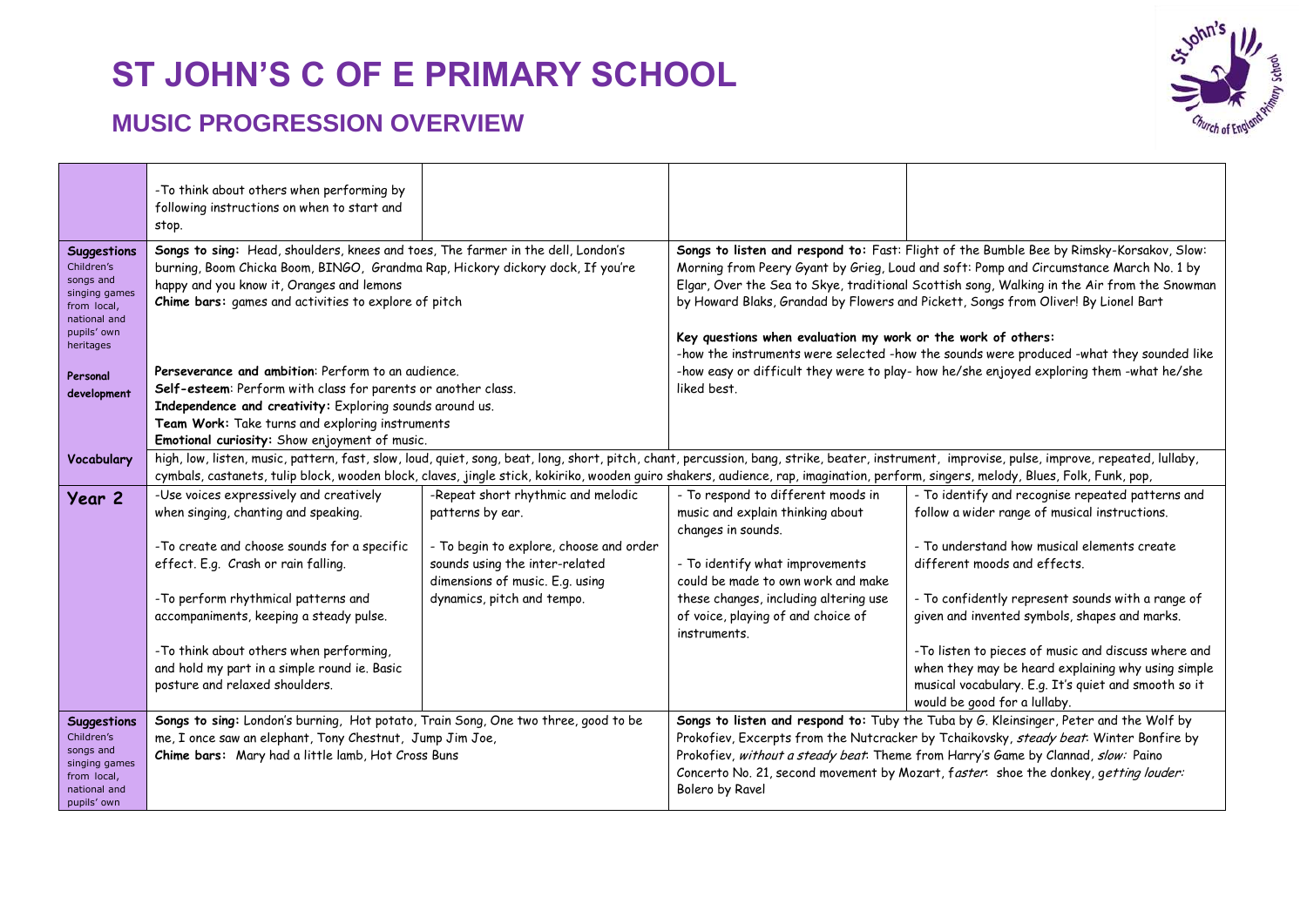# ST JOHN'S C OF E PRIMARY SCHOOL

## MUSIC PROGRESSION OVERVIEW

| | | | | |
|---|---|---|---|---|
| | -To think about others when performing by following instructions on when to start and stop. | | | |
| **Suggestions** Children's songs and singing games from local, national and pupils' own heritages<br><br>**Personal development** | **Songs to sing:** Head, shoulders, knees and toes, The farmer in the dell, London's burning, Boom Chicka Boom, BINGO, Grandma Rap, Hickory dickory dock, If you're happy and you know it, Oranges and lemons<br>**Chime bars:** games and activities to explore of pitch<br><br>**Perseverance and ambition**: Perform to an audience.<br>**Self-esteem**: Perform with class for parents or another class.<br>**Independence and creativity:** Exploring sounds around us.<br>**Team Work:** Take turns and exploring instruments<br>**Emotional curiosity:** Show enjoyment of music. | | **Songs to listen and respond to:** Fast: Flight of the Bumble Bee by Rimsky-Korsakov, Slow: Morning from Peery Gyant by Grieg, Loud and soft: Pomp and Circumstance March No. 1 by Elgar, Over the Sea to Skye, traditional Scottish song, Walking in the Air from the Snowman by Howard Blaks, Grandad by Flowers and Pickett, Songs from Oliver! By Lionel Bart<br><br>**Key questions when evaluation my work or the work of others:**<br>-how the instruments were selected -how the sounds were produced -what they sounded like -how easy or difficult they were to play- how he/she enjoyed exploring them -what he/she liked best. | |
| **Vocabulary** | high, low, listen, music, pattern, fast, slow, loud, quiet, song, beat, long, short, pitch, chant, percussion, bang, strike, beater, instrument, improvise, pulse, improve, repeated, lullaby, cymbals, castanets, tulip block, wooden block, claves, jingle stick, kokiriko, wooden guiro shakers, audience, rap, imagination, perform, singers, melody, Blues, Folk, Funk, pop, | | | |
| **Year 2** | -Use voices expressively and creatively when singing, chanting and speaking.<br><br>-To create and choose sounds for a specific effect. E.g. Crash or rain falling.<br><br>-To perform rhythmical patterns and accompaniments, keeping a steady pulse.<br><br>-To think about others when performing, and hold my part in a simple round ie. Basic posture and relaxed shoulders. | -Repeat short rhythmic and melodic patterns by ear.<br><br>- To begin to explore, choose and order sounds using the inter-related dimensions of music. E.g. using dynamics, pitch and tempo. | - To respond to different moods in music and explain thinking about changes in sounds.<br><br>- To identify what improvements could be made to own work and make these changes, including altering use of voice, playing of and choice of instruments. | - To identify and recognise repeated patterns and follow a wider range of musical instructions.<br><br>- To understand how musical elements create different moods and effects.<br><br>- To confidently represent sounds with a range of given and invented symbols, shapes and marks.<br><br>-To listen to pieces of music and discuss where and when they may be heard explaining why using simple musical vocabulary. E.g. It's quiet and smooth so it would be good for a lullaby. |
| **Suggestions** Children's songs and singing games from local, national and pupils' own | **Songs to sing:** London's burning, Hot potato, Train Song, One two three, good to be me, I once saw an elephant, Tony Chestnut, Jump Jim Joe,<br>**Chime bars:** Mary had a little lamb, Hot Cross Buns | | **Songs to listen and respond to:** Tuby the Tuba by G. Kleinsinger, Peter and the Wolf by Prokofiev, Excerpts from the Nutcracker by Tchaikovsky, *steady beat*: Winter Bonfire by Prokofiev, *without a steady beat*: Theme from Harry's Game by Clannad, *slow:* Paino Concerto No. 21, second movement by Mozart, *faster*: shoe the donkey, *getting louder:* Bolero by Ravel | |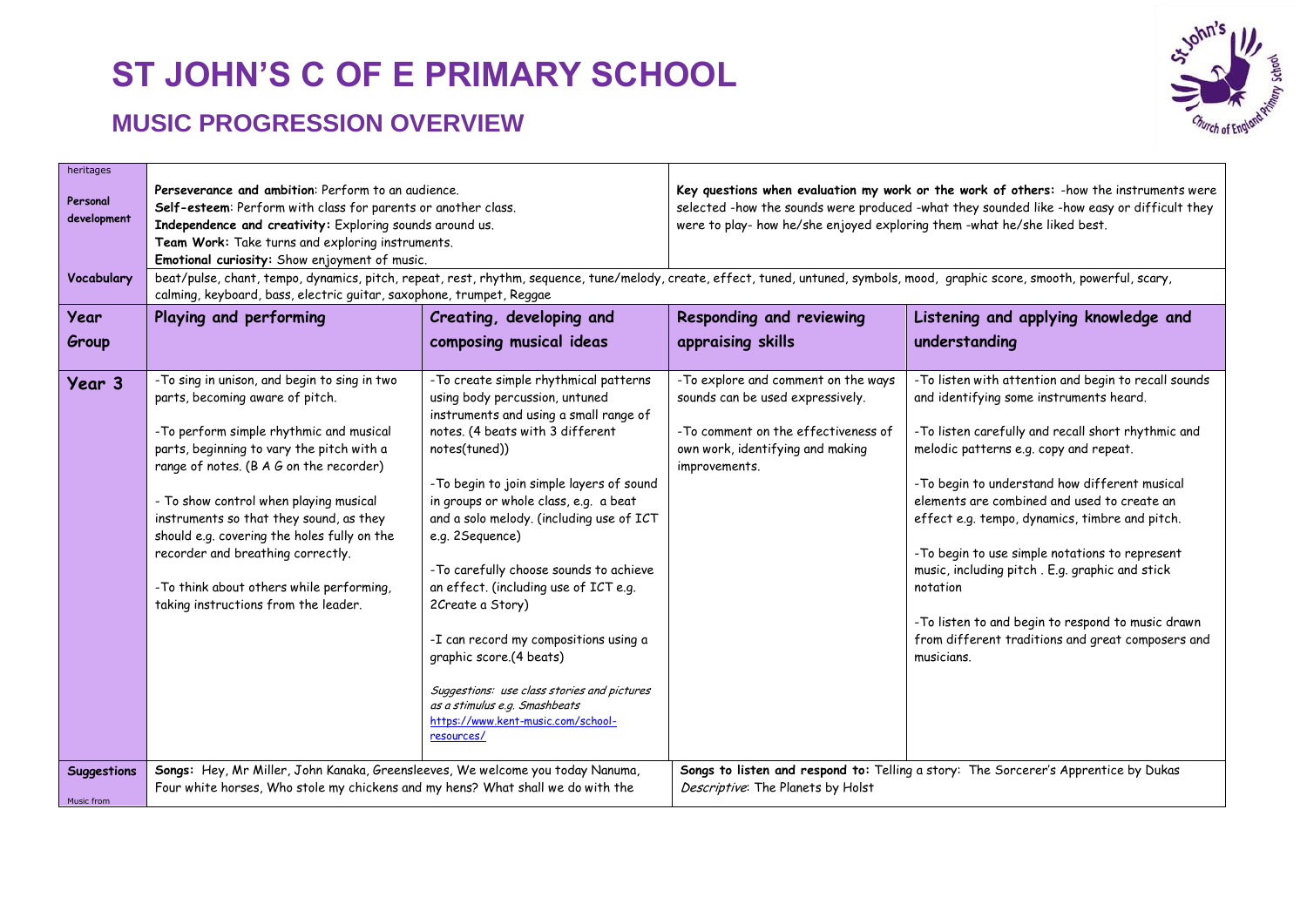# ST JOHN'S C OF E PRIMARY SCHOOL

## MUSIC PROGRESSION OVERVIEW

| | | | | |
|---|---|---|---|---|
| heritages | | | | |
| **Personal development** | **Perseverance and ambition**: Perform to an audience.<br>**Self-esteem**: Perform with class for parents or another class.<br>**Independence and creativity:** Exploring sounds around us.<br>**Team Work:** Take turns and exploring instruments.<br>**Emotional curiosity:** Show enjoyment of music. | | **Key questions when evaluation my work or the work of others:** -how the instruments were selected -how the sounds were produced -what they sounded like -how easy or difficult they were to play- how he/she enjoyed exploring them -what he/she liked best. | |
| **Vocabulary** | beat/pulse, chant, tempo, dynamics, pitch, repeat, rest, rhythm, sequence, tune/melody, create, effect, tuned, untuned, symbols, mood, graphic score, smooth, powerful, scary, calming, keyboard, bass, electric guitar, saxophone, trumpet, Reggae | | | |
| **Year Group** | **Playing and performing** | **Creating, developing and composing musical ideas** | **Responding and reviewing appraising skills** | **Listening and applying knowledge and understanding** |
| **Year 3** | -To sing in unison, and begin to sing in two parts, becoming aware of pitch.<br><br>-To perform simple rhythmic and musical parts, beginning to vary the pitch with a range of notes. (B A G on the recorder)<br><br>- To show control when playing musical instruments so that they sound, as they should e.g. covering the holes fully on the recorder and breathing correctly.<br><br>-To think about others while performing, taking instructions from the leader. | -To create simple rhythmical patterns using body percussion, untuned instruments and using a small range of notes. (4 beats with 3 different notes(tuned))<br><br>-To begin to join simple layers of sound in groups or whole class, e.g. a beat and a solo melody. (including use of ICT e.g. 2Sequence)<br><br>-To carefully choose sounds to achieve an effect. (including use of ICT e.g. 2Create a Story)<br><br>-I can record my compositions using a graphic score.(4 beats)<br><br>*Suggestions: use class stories and pictures as a stimulus e.g. Smashbeats*<br>https://www.kent-music.com/school-resources/ | -To explore and comment on the ways sounds can be used expressively.<br><br>-To comment on the effectiveness of own work, identifying and making improvements. | -To listen with attention and begin to recall sounds and identifying some instruments heard.<br><br>-To listen carefully and recall short rhythmic and melodic patterns e.g. copy and repeat.<br><br>-To begin to understand how different musical elements are combined and used to create an effect e.g. tempo, dynamics, timbre and pitch.<br><br>-To begin to use simple notations to represent music, including pitch . E.g. graphic and stick notation<br><br>-To listen to and begin to respond to music drawn from different traditions and great composers and musicians. |
| **Suggestions**<br><br>Music from | **Songs:** Hey, Mr Miller, John Kanaka, Greensleeves, We welcome you today Nanuma, Four white horses, Who stole my chickens and my hens? What shall we do with the | | **Songs to listen and respond to:** Telling a story: The Sorcerer's Apprentice by Dukas<br>*Descriptive*: The Planets by Holst | |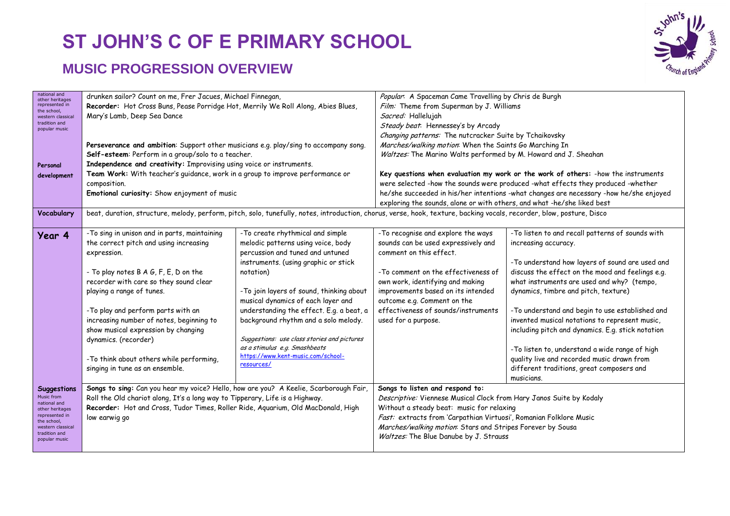# ST JOHN'S C OF E PRIMARY SCHOOL

## MUSIC PROGRESSION OVERVIEW

| | | | | |
|---|---|---|---|---|
| national and other heritages represented in the school, western classical tradition and popular music | drunken sailor? Count on me, Frer Jacues, Michael Finnegan,<br>**Recorder:** Hot Cross Buns, Pease Porridge Hot, Merrily We Roll Along, Abies Blues, Mary's Lamb, Deep Sea Dance | | *Popular*: A Spaceman Came Travelling by Chris de Burgh<br>*Film:* Theme from Superman by J. Williams<br>*Sacred:* Hallelujah<br>*Steady beat*: Hennessey's by Arcady<br>*Changing patterns:* The nutcracker Suite by Tchaikovsky<br>*Marches/walking motion*: When the Saints Go Marching In<br>*Waltzes:* The Marino Walts performed by M. Howard and J. Sheahan | |
| **Personal development** | **Perseverance and ambition**: Support other musicians e.g. play/sing to accompany song.<br>**Self-esteem**: Perform in a group/solo to a teacher.<br>**Independence and creativity:** Improvising using voice or instruments.<br>**Team Work:** With teacher's guidance, work in a group to improve performance or composition.<br>**Emotional curiosity:** Show enjoyment of music | | **Key questions when evaluation my work or the work of others:** -how the instruments were selected -how the sounds were produced -what effects they produced -whether he/she succeeded in his/her intentions -what changes are necessary -how he/she enjoyed exploring the sounds, alone or with others, and what -he/she liked best | |
| **Vocabulary** | beat, duration, structure, melody, perform, pitch, solo, tunefully, notes, introduction, chorus, verse, hook, texture, backing vocals, recorder, blow, posture, Disco | | | |
| **Year 4** | -To sing in unison and in parts, maintaining the correct pitch and using increasing expression.<br><br>- To play notes B A G, F, E, D on the recorder with care so they sound clear playing a range of tunes.<br><br>-To play and perform parts with an increasing number of notes, beginning to show musical expression by changing dynamics. (recorder)<br><br>-To think about others while performing, singing in tune as an ensemble. | -To create rhythmical and simple melodic patterns using voice, body percussion and tuned and untuned instruments. (using graphic or stick notation)<br><br>-To join layers of sound, thinking about musical dynamics of each layer and understanding the effect. E.g. a beat, a background rhythm and a solo melody.<br><br>*Suggestions: use class stories and pictures as a stimulus e.g. Smashbeats* https://www.kent-music.com/school-resources/ | -To recognise and explore the ways sounds can be used expressively and comment on this effect.<br><br>-To comment on the effectiveness of own work, identifying and making improvements based on its intended outcome e.g. Comment on the effectiveness of sounds/instruments used for a purpose. | -To listen to and recall patterns of sounds with increasing accuracy.<br><br>-To understand how layers of sound are used and discuss the effect on the mood and feelings e.g. what instruments are used and why? (tempo, dynamics, timbre and pitch, texture)<br><br>-To understand and begin to use established and invented musical notations to represent music, including pitch and dynamics. E.g. stick notation<br><br>-To listen to, understand a wide range of high quality live and recorded music drawn from different traditions, great composers and musicians. |
| **Suggestions** Music from national and other heritages represented in the school, western classical tradition and popular music | **Songs to sing:** Can you hear my voice? Hello, how are you? A Keelie, Scarborough Fair, Roll the Old chariot along, It's a long way to Tipperary, Life is a Highway.<br>**Recorder:** Hot and Cross, Tudor Times, Roller Ride, Aquarium, Old MacDonald, High low earwig go | | **Songs to listen and respond to:**<br>*Descriptive:* Viennese Musical Clock from Hary Janos Suite by Kodaly<br>Without a steady beat: music for relaxing<br>*Fast:* extracts from 'Carpathian Virtuosi', Romanian Folklore Music<br>*Marches/walking motion*: Stars and Stripes Forever by Sousa<br>*Waltzes:* The Blue Danube by J. Strauss | |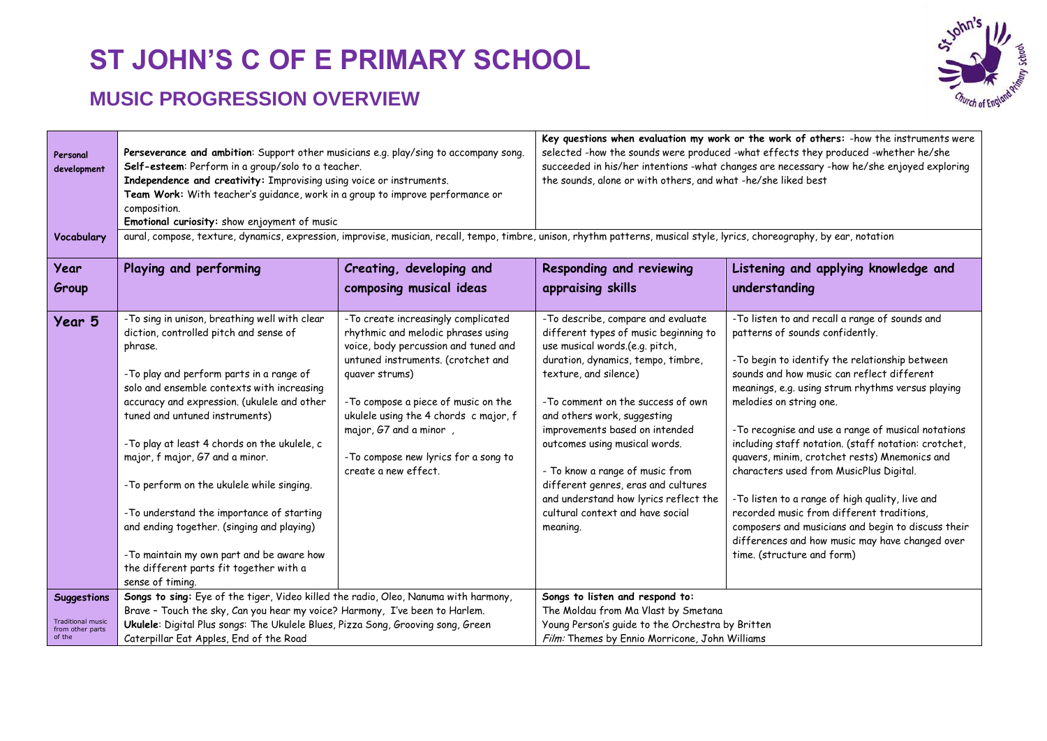# ST JOHN'S C OF E PRIMARY SCHOOL

## MUSIC PROGRESSION OVERVIEW

| Personal development | **Perseverance and ambition**: Support other musicians e.g. play/sing to accompany song.<br>**Self-esteem**: Perform in a group/solo to a teacher.<br>**Independence and creativity:** Improvising using voice or instruments.<br>**Team Work:** With teacher's guidance, work in a group to improve performance or composition.<br>**Emotional curiosity:** show enjoyment of music | | **Key questions when evaluation my work or the work of others:** -how the instruments were selected -how the sounds were produced -what effects they produced -whether he/she succeeded in his/her intentions -what changes are necessary -how he/she enjoyed exploring the sounds, alone or with others, and what -he/she liked best | |
|---|---|---|---|---|
| **Vocabulary** | aural, compose, texture, dynamics, expression, improvise, musician, recall, tempo, timbre, unison, rhythm patterns, musical style, lyrics, choreography, by ear, notation | | | |
| **Year Group** | **Playing and performing** | **Creating, developing and composing musical ideas** | **Responding and reviewing appraising skills** | **Listening and applying knowledge and understanding** |
| **Year 5** | -To sing in unison, breathing well with clear diction, controlled pitch and sense of phrase.<br><br>-To play and perform parts in a range of solo and ensemble contexts with increasing accuracy and expression. (ukulele and other tuned and untuned instruments)<br><br>-To play at least 4 chords on the ukulele, c major, f major, G7 and a minor.<br><br>-To perform on the ukulele while singing.<br><br>-To understand the importance of starting and ending together. (singing and playing)<br><br>-To maintain my own part and be aware how the different parts fit together with a sense of timing. | -To create increasingly complicated rhythmic and melodic phrases using voice, body percussion and tuned and untuned instruments. (crotchet and quaver strums)<br><br>-To compose a piece of music on the ukulele using the 4 chords c major, f major, G7 and a minor ,<br><br>-To compose new lyrics for a song to create a new effect. | -To describe, compare and evaluate different types of music beginning to use musical words.(e.g. pitch, duration, dynamics, tempo, timbre, texture, and silence)<br><br>-To comment on the success of own and others work, suggesting improvements based on intended outcomes using musical words.<br><br>- To know a range of music from different genres, eras and cultures and understand how lyrics reflect the cultural context and have social meaning. | -To listen to and recall a range of sounds and patterns of sounds confidently.<br><br>-To begin to identify the relationship between sounds and how music can reflect different meanings, e.g. using strum rhythms versus playing melodies on string one.<br><br>-To recognise and use a range of musical notations including staff notation. (staff notation: crotchet, quavers, minim, crotchet rests) Mnemonics and characters used from MusicPlus Digital.<br><br>-To listen to a range of high quality, live and recorded music from different traditions, composers and musicians and begin to discuss their differences and how music may have changed over time. (structure and form) |
| **Suggestions**<br>Traditional music from other parts of the | **Songs to sing:** Eye of the tiger, Video killed the radio, Oleo, Nanuma with harmony, Brave – Touch the sky, Can you hear my voice? Harmony, I've been to Harlem.<br>**Ukulele**: Digital Plus songs: The Ukulele Blues, Pizza Song, Grooving song, Green Caterpillar Eat Apples, End of the Road | | **Songs to listen and respond to:**<br>The Moldau from Ma Vlast by Smetana<br>Young Person's guide to the Orchestra by Britten<br>*Film:* Themes by Ennio Morricone, John Williams | |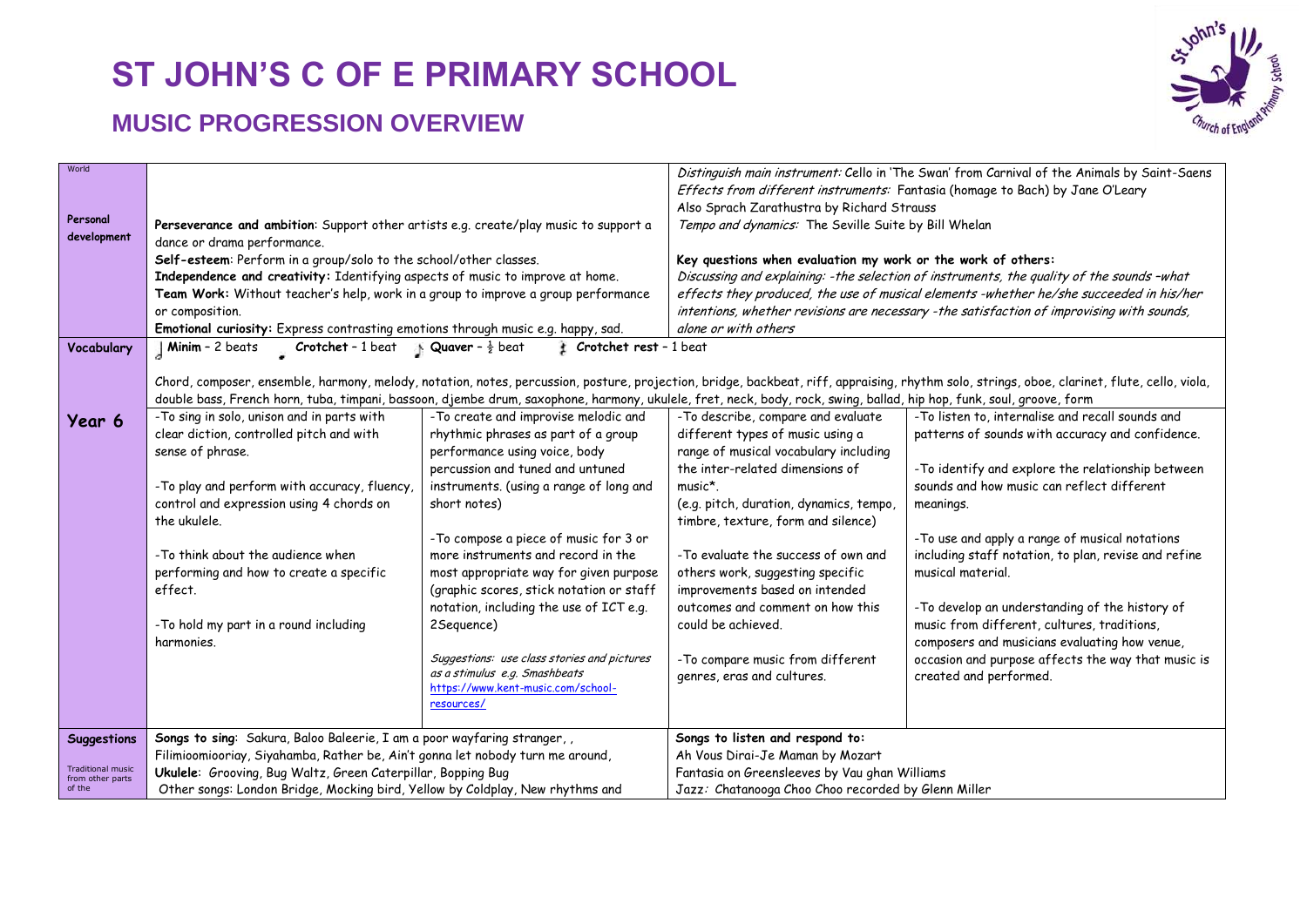# ST JOHN'S C OF E PRIMARY SCHOOL

## MUSIC PROGRESSION OVERVIEW

| | | | | |
|---|---|---|---|---|
| World<br><br>**Personal development** | **Perseverance and ambition**: Support other artists e.g. create/play music to support a dance or drama performance.<br>**Self-esteem**: Perform in a group/solo to the school/other classes.<br>**Independence and creativity:** Identifying aspects of music to improve at home.<br>**Team Work:** Without teacher's help, work in a group to improve a group performance or composition.<br>**Emotional curiosity:** Express contrasting emotions through music e.g. happy, sad. | | *Distinguish main instrument:* Cello in 'The Swan' from Carnival of the Animals by Saint-Saens<br>*Effects from different instruments:* Fantasia (homage to Bach) by Jane O'Leary<br>Also Sprach Zarathustra by Richard Strauss<br>*Tempo and dynamics:* The Seville Suite by Bill Whelan<br><br>**Key questions when evaluation my work or the work of others:**<br>*Discussing and explaining: -the selection of instruments, the quality of the sounds -what effects they produced, the use of musical elements -whether he/she succeeded in his/her intentions, whether revisions are necessary -the satisfaction of improvising with sounds, alone or with others* | |
| **Vocabulary** | **Minim** – 2 beats **Crotchet** – 1 beat **Quaver** – ½ beat **Crotchet rest** – 1 beat<br><br>Chord, composer, ensemble, harmony, melody, notation, notes, percussion, posture, projection, bridge, backbeat, riff, appraising, rhythm solo, strings, oboe, clarinet, flute, cello, viola, double bass, French horn, tuba, timpani, bassoon, djembe drum, saxophone, harmony, ukulele, fret, neck, body, rock, swing, ballad, hip hop, funk, soul, groove, form | | | |
| **Year 6** | -To sing in solo, unison and in parts with clear diction, controlled pitch and with sense of phrase.<br><br>-To play and perform with accuracy, fluency, control and expression using 4 chords on the ukulele.<br><br>-To think about the audience when performing and how to create a specific effect.<br><br>-To hold my part in a round including harmonies. | -To create and improvise melodic and rhythmic phrases as part of a group performance using voice, body percussion and tuned and untuned instruments. (using a range of long and short notes)<br><br>-To compose a piece of music for 3 or more instruments and record in the most appropriate way for given purpose (graphic scores, stick notation or staff notation, including the use of ICT e.g. 2Sequence)<br><br>*Suggestions: use class stories and pictures as a stimulus e.g. Smashbeats* [https://www.kent-music.com/school-resources/](https://www.kent-music.com/school-resources/) | -To describe, compare and evaluate different types of music using a range of musical vocabulary including the inter-related dimensions of music*.<br>(e.g. pitch, duration, dynamics, tempo, timbre, texture, form and silence)<br><br>-To evaluate the success of own and others work, suggesting specific improvements based on intended outcomes and comment on how this could be achieved.<br><br>-To compare music from different genres, eras and cultures. | -To listen to, internalise and recall sounds and patterns of sounds with accuracy and confidence.<br><br>-To identify and explore the relationship between sounds and how music can reflect different meanings.<br><br>-To use and apply a range of musical notations including staff notation, to plan, revise and refine musical material.<br><br>-To develop an understanding of the history of music from different, cultures, traditions, composers and musicians evaluating how venue, occasion and purpose affects the way that music is created and performed. |
| **Suggestions**<br><br>Traditional music from other parts of the | **Songs to sing**: Sakura, Baloo Baleerie, I am a poor wayfaring stranger, ,<br>Filimioomiooriay, Siyahamba, Rather be, Ain't gonna let nobody turn me around,<br>**Ukulele**: Grooving, Bug Waltz, Green Caterpillar, Bopping Bug<br>Other songs: London Bridge, Mocking bird, Yellow by Coldplay, New rhythms and | | **Songs to listen and respond to:**<br>Ah Vous Dirai-Je Maman by Mozart<br>Fantasia on Greensleeves by Vau ghan Williams<br>*Jazz:* Chatanooga Choo Choo recorded by Glenn Miller | |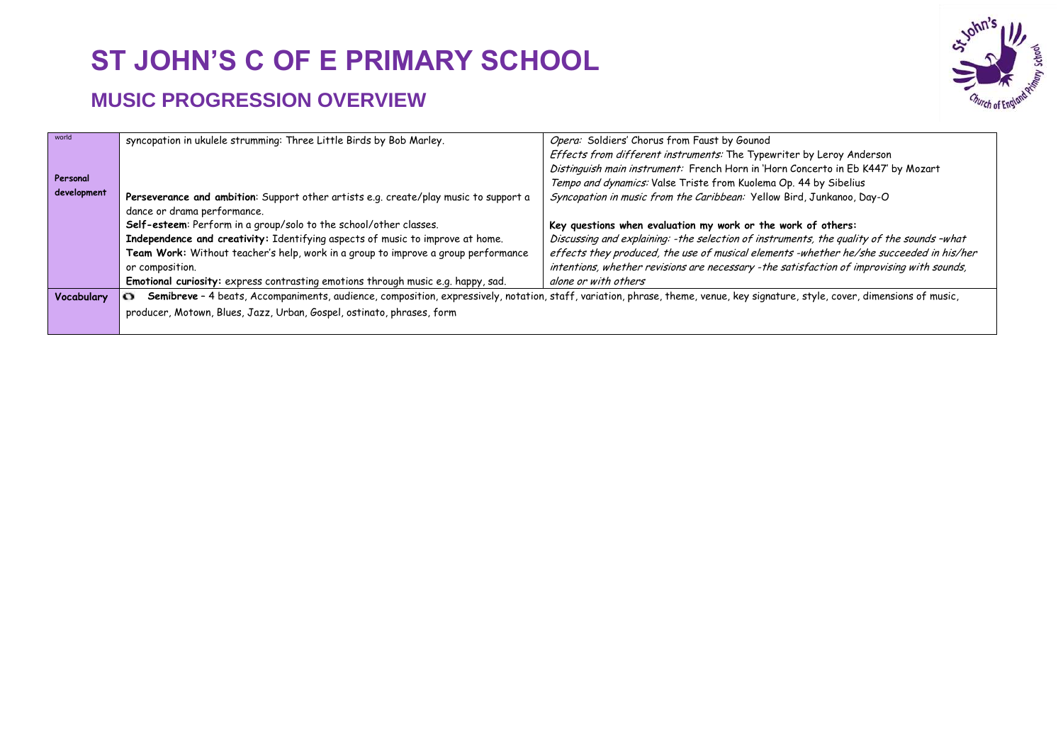# ST JOHN'S C OF E PRIMARY SCHOOL

## MUSIC PROGRESSION OVERVIEW

| | | |
|---|---|---|
| world<br><br>**Personal development** | syncopation in ukulele strumming: Three Little Birds by Bob Marley.<br><br>**Perseverance and ambition**: Support other artists e.g. create/play music to support a dance or drama performance.<br>**Self-esteem**: Perform in a group/solo to the school/other classes.<br>**Independence and creativity:** Identifying aspects of music to improve at home.<br>**Team Work:** Without teacher's help, work in a group to improve a group performance or composition.<br>**Emotional curiosity:** express contrasting emotions through music e.g. happy, sad. | *Opera:* Soldiers' Chorus from Faust by Gounod<br>*Effects from different instruments:* The Typewriter by Leroy Anderson<br>*Distinguish main instrument:* French Horn in 'Horn Concerto in Eb K447' by Mozart<br>*Tempo and dynamics:* Valse Triste from Kuolema Op. 44 by Sibelius<br>*Syncopation in music from the Caribbean:* Yellow Bird, Junkanoo, Day-O<br><br>**Key questions when evaluation my work or the work of others:**<br>*Discussing and explaining: -the selection of instruments, the quality of the sounds –what effects they produced, the use of musical elements -whether he/she succeeded in his/her intentions, whether revisions are necessary -the satisfaction of improvising with sounds, alone or with others* |
| **Vocabulary** | **Semibreve** – 4 beats, Accompaniments, audience, composition, expressively, notation, staff, variation, phrase, theme, venue, key signature, style, cover, dimensions of music, producer, Motown, Blues, Jazz, Urban, Gospel, ostinato, phrases, form | |